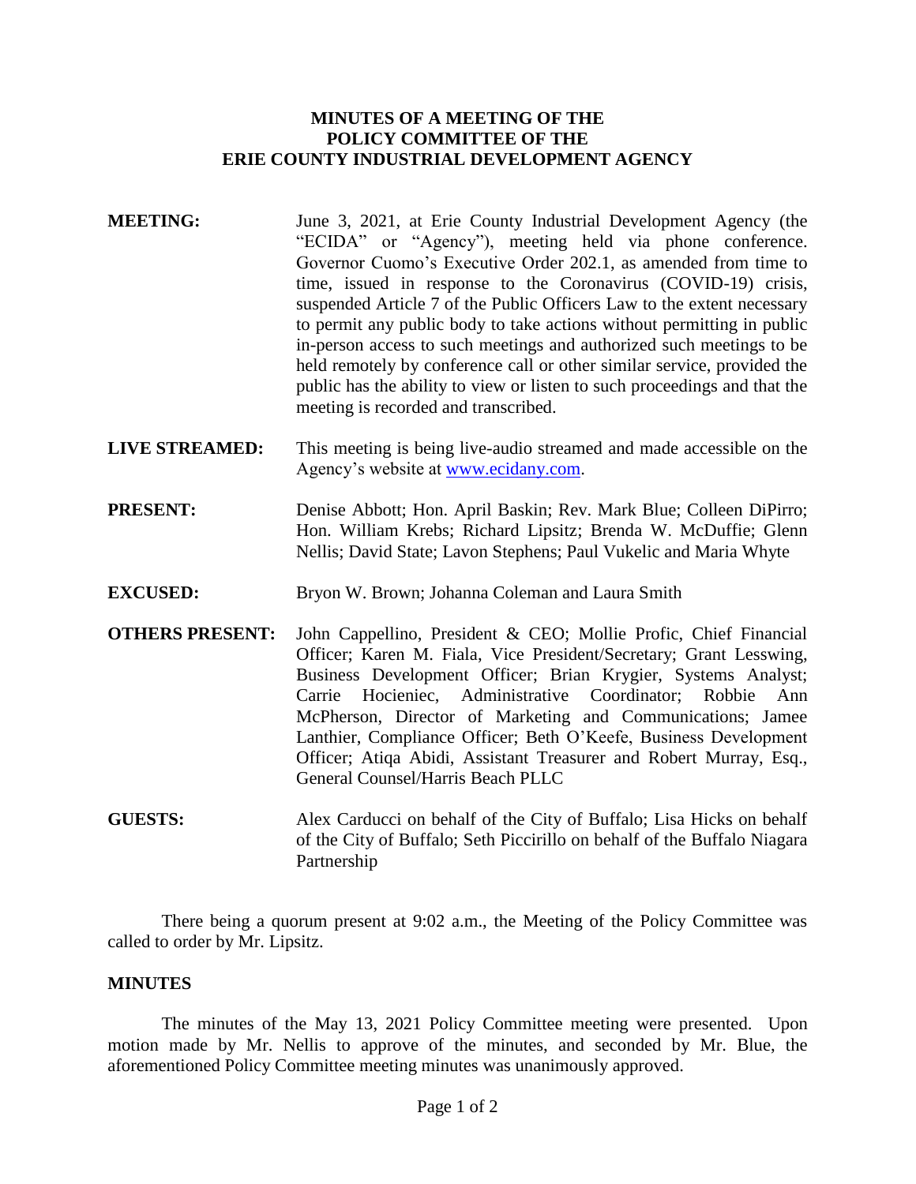# MINUTES OF A MEETING OF THE POLICY COMMITTEE OF THE ERIE COUNTY INDUSTRIAL DEVELOPMENT AGENCY

**MEETING:** June 3, 2021, at Erie County Industrial Development Agency (the "ECIDA" or "Agency"), meeting held via phone conference. Governor Cuomo's Executive Order 202.1, as amended from time to time, issued in response to the Coronavirus (COVID-19) crisis, suspended Article 7 of the Public Officers Law to the extent necessary to permit any public body to take actions without permitting in public in-person access to such meetings and authorized such meetings to be held remotely by conference call or other similar service, provided the public has the ability to view or listen to such proceedings and that the meeting is recorded and transcribed.

**LIVE STREAMED:** This meeting is being live-audio streamed and made accessible on the Agency's website at www.ecidany.com.

**PRESENT:** Denise Abbott; Hon. April Baskin; Rev. Mark Blue; Colleen DiPirro; Hon. William Krebs; Richard Lipsitz; Brenda W. McDuffie; Glenn Nellis; David State; Lavon Stephens; Paul Vukelic and Maria Whyte

**EXCUSED:** Bryon W. Brown; Johanna Coleman and Laura Smith

**OTHERS PRESENT:** John Cappellino, President & CEO; Mollie Profic, Chief Financial Officer; Karen M. Fiala, Vice President/Secretary; Grant Lesswing, Business Development Officer; Brian Krygier, Systems Analyst; Carrie Hocieniec, Administrative Coordinator; Robbie Ann McPherson, Director of Marketing and Communications; Jamee Lanthier, Compliance Officer; Beth O'Keefe, Business Development Officer; Atiqa Abidi, Assistant Treasurer and Robert Murray, Esq., General Counsel/Harris Beach PLLC

**GUESTS:** Alex Carducci on behalf of the City of Buffalo; Lisa Hicks on behalf of the City of Buffalo; Seth Piccirillo on behalf of the Buffalo Niagara Partnership

There being a quorum present at 9:02 a.m., the Meeting of the Policy Committee was called to order by Mr. Lipsitz.

## MINUTES

The minutes of the May 13, 2021 Policy Committee meeting were presented. Upon motion made by Mr. Nellis to approve of the minutes, and seconded by Mr. Blue, the aforementioned Policy Committee meeting minutes was unanimously approved.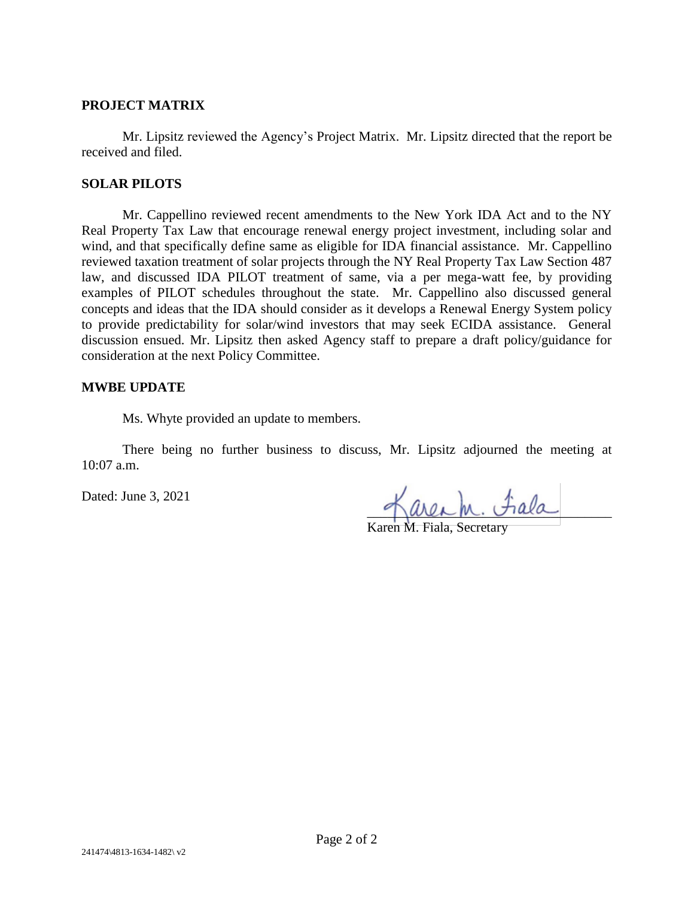## PROJECT MATRIX

Mr. Lipsitz reviewed the Agency's Project Matrix. Mr. Lipsitz directed that the report be received and filed.

## SOLAR PILOTS

Mr. Cappellino reviewed recent amendments to the New York IDA Act and to the NY Real Property Tax Law that encourage renewal energy project investment, including solar and wind, and that specifically define same as eligible for IDA financial assistance. Mr. Cappellino reviewed taxation treatment of solar projects through the NY Real Property Tax Law Section 487 law, and discussed IDA PILOT treatment of same, via a per mega-watt fee, by providing examples of PILOT schedules throughout the state. Mr. Cappellino also discussed general concepts and ideas that the IDA should consider as it develops a Renewal Energy System policy to provide predictability for solar/wind investors that may seek ECIDA assistance. General discussion ensued. Mr. Lipsitz then asked Agency staff to prepare a draft policy/guidance for consideration at the next Policy Committee.

## MWBE UPDATE

Ms. Whyte provided an update to members.

There being no further business to discuss, Mr. Lipsitz adjourned the meeting at 10:07 a.m.

Dated: June 3, 2021

Karen M. Fiala

Karen M. Fiala, Secretary

241474\4813-1634-1482\ v2